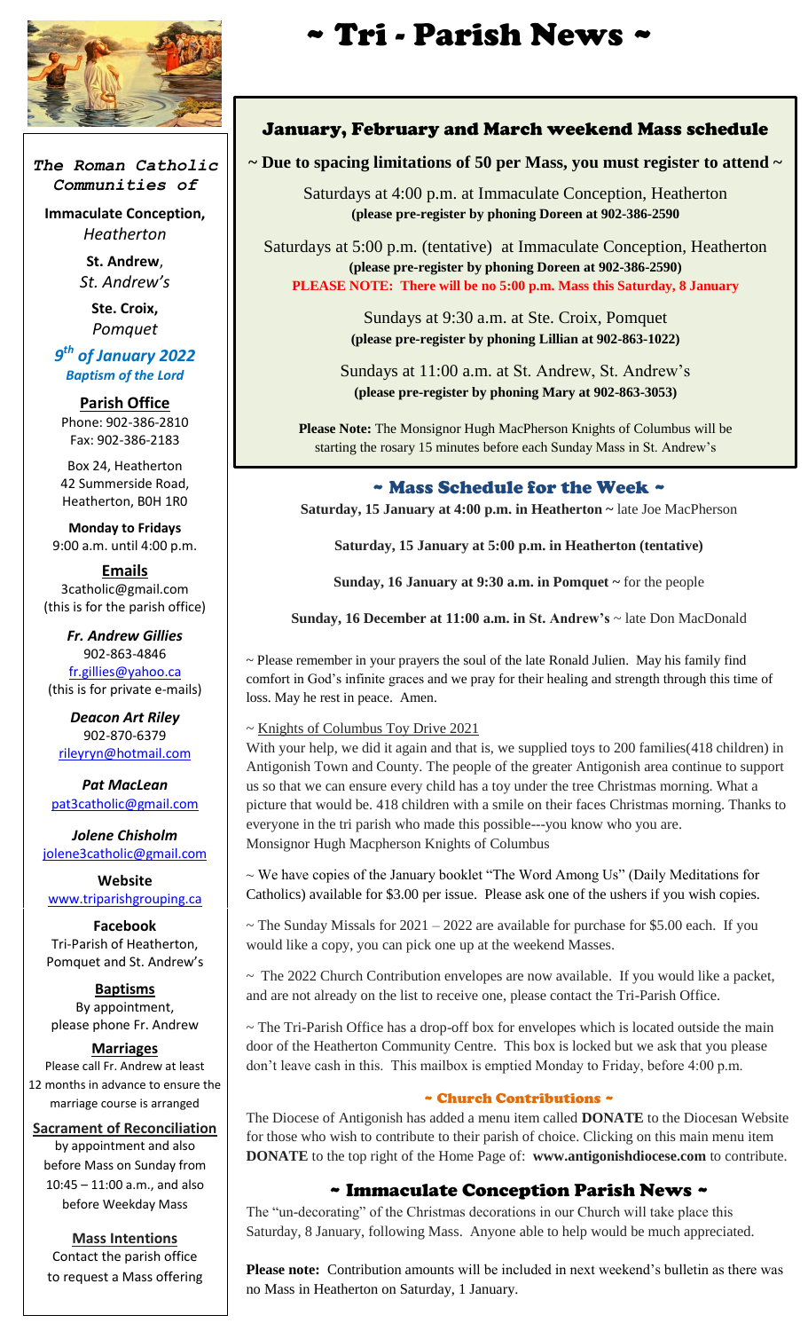# ~ Tri - Parish News ~

***The Roman Catholic Communities of***

**Immaculate Conception,**
*Heatherton*

**St. Andrew**,
*St. Andrew's*

**Ste. Croix,**
*Pomquet*

***9th of January 2022***
***Baptism of the Lord***

**Parish Office**
Phone: 902-386-2810
Fax: 902-386-2183

Box 24, Heatherton
42 Summerside Road,
Heatherton, B0H 1R0

**Monday to Fridays**
9:00 a.m. until 4:00 p.m.

**Emails**
3catholic@gmail.com
(this is for the parish office)

***Fr. Andrew Gillies***
902-863-4846
fr.gillies@yahoo.ca
(this is for private e-mails)

***Deacon Art Riley***
902-870-6379
rileyryn@hotmail.com

***Pat MacLean***
pat3catholic@gmail.com

***Jolene Chisholm***
jolene3catholic@gmail.com

**Website**
www.triparishgrouping.ca

**Facebook**
Tri-Parish of Heatherton, Pomquet and St. Andrew's

**Baptisms**
By appointment, please phone Fr. Andrew

**Marriages**
Please call Fr. Andrew at least 12 months in advance to ensure the marriage course is arranged

**Sacrament of Reconciliation**
by appointment and also before Mass on Sunday from 10:45 – 11:00 a.m., and also before Weekday Mass

**Mass Intentions**
Contact the parish office to request a Mass offering

## January, February and March weekend Mass schedule

**~ Due to spacing limitations of 50 per Mass, you must register to attend ~**

Saturdays at 4:00 p.m. at Immaculate Conception, Heatherton
**(please pre-register by phoning Doreen at 902-386-2590**

Saturdays at 5:00 p.m. (tentative) at Immaculate Conception, Heatherton
**(please pre-register by phoning Doreen at 902-386-2590)**
**PLEASE NOTE: There will be no 5:00 p.m. Mass this Saturday, 8 January**

Sundays at 9:30 a.m. at Ste. Croix, Pomquet
**(please pre-register by phoning Lillian at 902-863-1022)**

Sundays at 11:00 a.m. at St. Andrew, St. Andrew's
**(please pre-register by phoning Mary at 902-863-3053)**

**Please Note:** The Monsignor Hugh MacPherson Knights of Columbus will be starting the rosary 15 minutes before each Sunday Mass in St. Andrew's

## ~ Mass Schedule for the Week ~

**Saturday, 15 January at 4:00 p.m. in Heatherton ~** late Joe MacPherson

**Saturday, 15 January at 5:00 p.m. in Heatherton (tentative)**

**Sunday, 16 January at 9:30 a.m. in Pomquet ~** for the people

**Sunday, 16 December at 11:00 a.m. in St. Andrew's** ~ late Don MacDonald

~ Please remember in your prayers the soul of the late Ronald Julien. May his family find comfort in God's infinite graces and we pray for their healing and strength through this time of loss. May he rest in peace. Amen.

~ Knights of Columbus Toy Drive 2021
With your help, we did it again and that is, we supplied toys to 200 families(418 children) in Antigonish Town and County. The people of the greater Antigonish area continue to support us so that we can ensure every child has a toy under the tree Christmas morning. What a picture that would be. 418 children with a smile on their faces Christmas morning. Thanks to everyone in the tri parish who made this possible---you know who you are.
Monsignor Hugh Macpherson Knights of Columbus

~ We have copies of the January booklet "The Word Among Us" (Daily Meditations for Catholics) available for $3.00 per issue. Please ask one of the ushers if you wish copies.

~ The Sunday Missals for 2021 – 2022 are available for purchase for $5.00 each. If you would like a copy, you can pick one up at the weekend Masses.

~ The 2022 Church Contribution envelopes are now available. If you would like a packet, and are not already on the list to receive one, please contact the Tri-Parish Office.

~ The Tri-Parish Office has a drop-off box for envelopes which is located outside the main door of the Heatherton Community Centre. This box is locked but we ask that you please don't leave cash in this. This mailbox is emptied Monday to Friday, before 4:00 p.m.

### ~ Church Contributions ~

The Diocese of Antigonish has added a menu item called **DONATE** to the Diocesan Website for those who wish to contribute to their parish of choice. Clicking on this main menu item **DONATE** to the top right of the Home Page of: **www.antigonishdiocese.com** to contribute.

## ~ Immaculate Conception Parish News ~

The "un-decorating" of the Christmas decorations in our Church will take place this Saturday, 8 January, following Mass. Anyone able to help would be much appreciated.

**Please note:** Contribution amounts will be included in next weekend's bulletin as there was no Mass in Heatherton on Saturday, 1 January.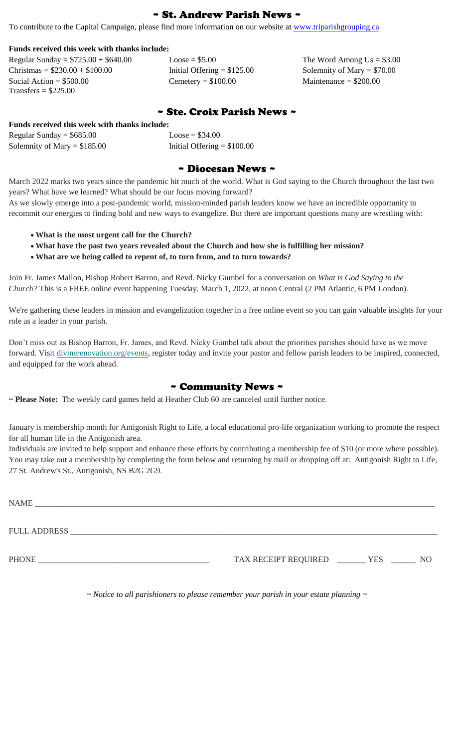## ~ St. Andrew Parish News ~

To contribute to the Capital Campaign, please find more information on our website at www.triparishgrouping.ca

**Funds received this week with thanks include:**

Regular Sunday = $725.00 + $640.00
Christmas = $230.00 + $100.00
Social Action = $500.00
Transfers = $225.00
Loose = $5.00
Initial Offering = $125.00
Cemetery = $100.00
The Word Among Us = $3.00
Solemnity of Mary = $70.00
Maintenance = $200.00

## ~ Ste. Croix Parish News ~

**Funds received this week with thanks include:**

Regular Sunday = $685.00
Solemnity of Mary = $185.00
Loose = $34.00
Initial Offering = $100.00

## ~ Diocesan News ~

March 2022 marks two years since the pandemic hit much of the world. What is God saying to the Church throughout the last two years? What have we learned? What should be our focus moving forward?

As we slowly emerge into a post-pandemic world, mission-minded parish leaders know we have an incredible opportunity to recommit our energies to finding bold and new ways to evangelize. But there are important questions many are wrestling with:

- **What is the most urgent call for the Church?**
- **What have the past two years revealed about the Church and how she is fulfilling her mission?**
- **What are we being called to repent of, to turn from, and to turn towards?**

Join Fr. James Mallon, Bishop Robert Barron, and Revd. Nicky Gumbel for a conversation on *What is God Saying to the Church?* This is a FREE online event happening Tuesday, March 1, 2022, at noon Central (2 PM Atlantic, 6 PM London).

We're gathering these leaders in mission and evangelization together in a free online event so you can gain valuable insights for your role as a leader in your parish.

Don't miss out as Bishop Barron, Fr. James, and Revd. Nicky Gumbel talk about the priorities parishes should have as we move forward. Visit divinerenovation.org/events, register today and invite your pastor and fellow parish leaders to be inspired, connected, and equipped for the work ahead.

## ~ Community News ~

**~ Please Note:** The weekly card games held at Heather Club 60 are canceled until further notice.

January is membership month for Antigonish Right to Life, a local educational pro-life organization working to promote the respect for all human life in the Antigonish area.

Individuals are invited to help support and enhance these efforts by contributing a membership fee of $10 (or more where possible). You may take out a membership by completing the form below and returning by mail or dropping off at: Antigonish Right to Life, 27 St. Andrew's St., Antigonish, NS B2G 2G9.

NAME ______________________________________________

FULL ADDRESS ______________________________________

PHONE ____________________ TAX RECEIPT REQUIRED _______ YES ______ NO

*~ Notice to all parishioners to please remember your parish in your estate planning ~*